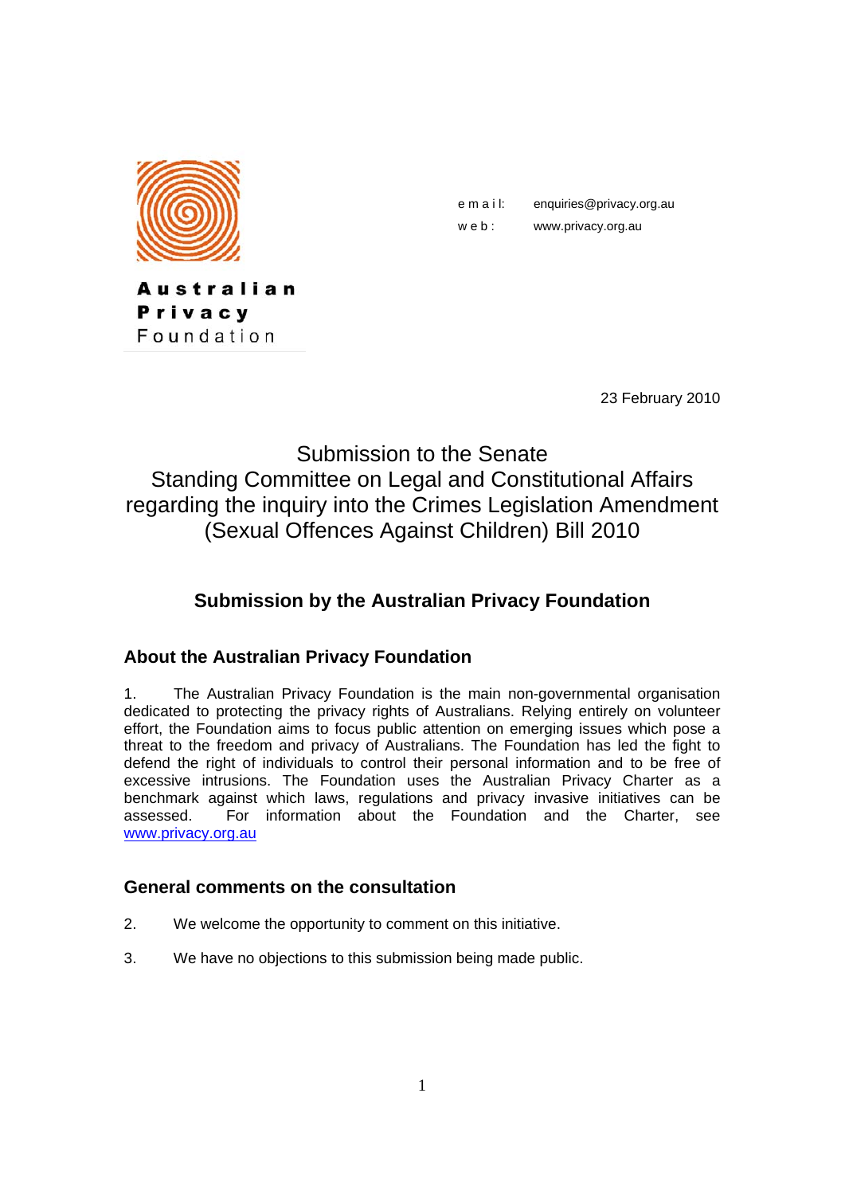Australian
Privacy
Foundation

email: enquiries@privacy.org.au
web: www.privacy.org.au

23 February 2010

# Submission to the Senate Standing Committee on Legal and Constitutional Affairs regarding the inquiry into the Crimes Legislation Amendment (Sexual Offences Against Children) Bill 2010

## Submission by the Australian Privacy Foundation

### About the Australian Privacy Foundation

1. The Australian Privacy Foundation is the main non-governmental organisation dedicated to protecting the privacy rights of Australians. Relying entirely on volunteer effort, the Foundation aims to focus public attention on emerging issues which pose a threat to the freedom and privacy of Australians. The Foundation has led the fight to defend the right of individuals to control their personal information and to be free of excessive intrusions. The Foundation uses the Australian Privacy Charter as a benchmark against which laws, regulations and privacy invasive initiatives can be assessed. For information about the Foundation and the Charter, see [www.privacy.org.au](http://www.privacy.org.au)

### General comments on the consultation

2. We welcome the opportunity to comment on this initiative.

3. We have no objections to this submission being made public.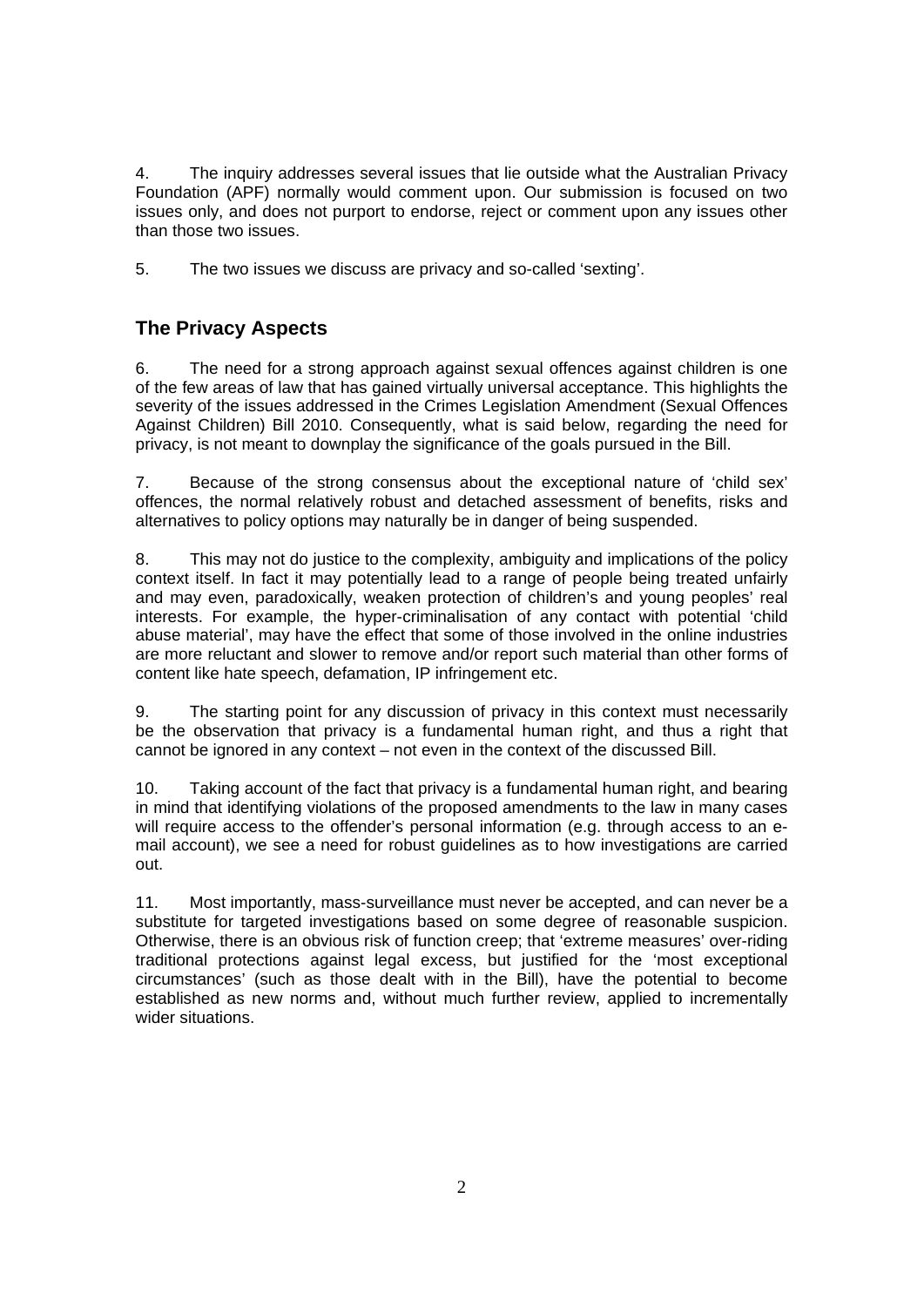4. The inquiry addresses several issues that lie outside what the Australian Privacy Foundation (APF) normally would comment upon. Our submission is focused on two issues only, and does not purport to endorse, reject or comment upon any issues other than those two issues.

5. The two issues we discuss are privacy and so-called 'sexting'.

## The Privacy Aspects

6. The need for a strong approach against sexual offences against children is one of the few areas of law that has gained virtually universal acceptance. This highlights the severity of the issues addressed in the Crimes Legislation Amendment (Sexual Offences Against Children) Bill 2010. Consequently, what is said below, regarding the need for privacy, is not meant to downplay the significance of the goals pursued in the Bill.

7. Because of the strong consensus about the exceptional nature of 'child sex' offences, the normal relatively robust and detached assessment of benefits, risks and alternatives to policy options may naturally be in danger of being suspended.

8. This may not do justice to the complexity, ambiguity and implications of the policy context itself. In fact it may potentially lead to a range of people being treated unfairly and may even, paradoxically, weaken protection of children's and young peoples' real interests. For example, the hyper-criminalisation of any contact with potential 'child abuse material', may have the effect that some of those involved in the online industries are more reluctant and slower to remove and/or report such material than other forms of content like hate speech, defamation, IP infringement etc.

9. The starting point for any discussion of privacy in this context must necessarily be the observation that privacy is a fundamental human right, and thus a right that cannot be ignored in any context – not even in the context of the discussed Bill.

10. Taking account of the fact that privacy is a fundamental human right, and bearing in mind that identifying violations of the proposed amendments to the law in many cases will require access to the offender's personal information (e.g. through access to an e-mail account), we see a need for robust guidelines as to how investigations are carried out.

11. Most importantly, mass-surveillance must never be accepted, and can never be a substitute for targeted investigations based on some degree of reasonable suspicion. Otherwise, there is an obvious risk of function creep; that 'extreme measures' over-riding traditional protections against legal excess, but justified for the 'most exceptional circumstances' (such as those dealt with in the Bill), have the potential to become established as new norms and, without much further review, applied to incrementally wider situations.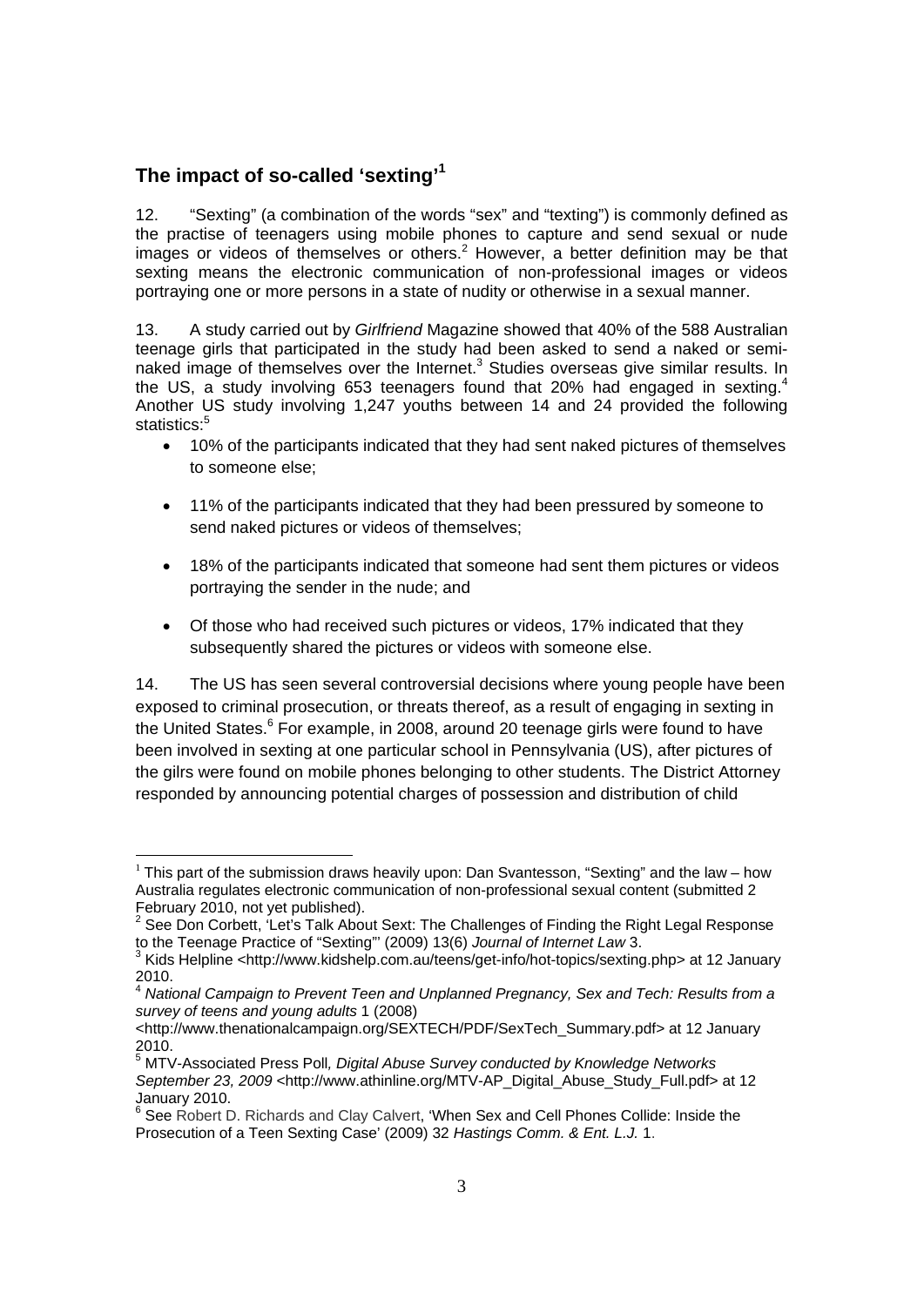## The impact of so-called 'sexting'[1]

12. "Sexting" (a combination of the words "sex" and "texting") is commonly defined as the practise of teenagers using mobile phones to capture and send sexual or nude images or videos of themselves or others.[2] However, a better definition may be that sexting means the electronic communication of non-professional images or videos portraying one or more persons in a state of nudity or otherwise in a sexual manner.

13. A study carried out by *Girlfriend* Magazine showed that 40% of the 588 Australian teenage girls that participated in the study had been asked to send a naked or semi-naked image of themselves over the Internet.[3] Studies overseas give similar results. In the US, a study involving 653 teenagers found that 20% had engaged in sexting.[4] Another US study involving 1,247 youths between 14 and 24 provided the following statistics:[5]

- 10% of the participants indicated that they had sent naked pictures of themselves to someone else;
- 11% of the participants indicated that they had been pressured by someone to send naked pictures or videos of themselves;
- 18% of the participants indicated that someone had sent them pictures or videos portraying the sender in the nude; and
- Of those who had received such pictures or videos, 17% indicated that they subsequently shared the pictures or videos with someone else.

14. The US has seen several controversial decisions where young people have been exposed to criminal prosecution, or threats thereof, as a result of engaging in sexting in the United States.[6] For example, in 2008, around 20 teenage girls were found to have been involved in sexting at one particular school in Pennsylvania (US), after pictures of the gilrs were found on mobile phones belonging to other students. The District Attorney responded by announcing potential charges of possession and distribution of child

---

[1] This part of the submission draws heavily upon: Dan Svantesson, "Sexting" and the law – how Australia regulates electronic communication of non-professional sexual content (submitted 2 February 2010, not yet published).

[2] See Don Corbett, 'Let's Talk About Sext: The Challenges of Finding the Right Legal Response to the Teenage Practice of "Sexting"' (2009) 13(6) *Journal of Internet Law* 3.

[3] Kids Helpline <http://www.kidshelp.com.au/teens/get-info/hot-topics/sexting.php> at 12 January 2010.

[4] *National Campaign to Prevent Teen and Unplanned Pregnancy, Sex and Tech: Results from a survey of teens and young adults* 1 (2008) <http://www.thenationalcampaign.org/SEXTECH/PDF/SexTech_Summary.pdf> at 12 January 2010.

[5] MTV-Associated Press Poll*, Digital Abuse Survey conducted by Knowledge Networks September 23, 2009* <http://www.athinline.org/MTV-AP_Digital_Abuse_Study_Full.pdf> at 12 January 2010.

[6] See Robert D. Richards and Clay Calvert, 'When Sex and Cell Phones Collide: Inside the Prosecution of a Teen Sexting Case' (2009) 32 *Hastings Comm. & Ent. L.J.* 1.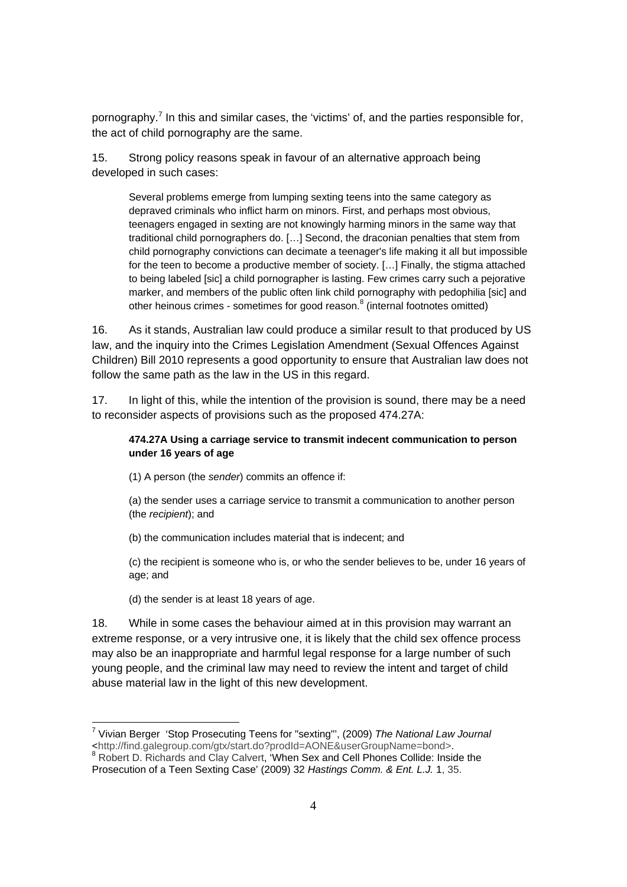pornography.[7] In this and similar cases, the 'victims' of, and the parties responsible for, the act of child pornography are the same.

15. Strong policy reasons speak in favour of an alternative approach being developed in such cases:

> Several problems emerge from lumping sexting teens into the same category as depraved criminals who inflict harm on minors. First, and perhaps most obvious, teenagers engaged in sexting are not knowingly harming minors in the same way that traditional child pornographers do. […] Second, the draconian penalties that stem from child pornography convictions can decimate a teenager's life making it all but impossible for the teen to become a productive member of society. […] Finally, the stigma attached to being labeled [sic] a child pornographer is lasting. Few crimes carry such a pejorative marker, and members of the public often link child pornography with pedophilia [sic] and other heinous crimes - sometimes for good reason.[8] (internal footnotes omitted)

16. As it stands, Australian law could produce a similar result to that produced by US law, and the inquiry into the Crimes Legislation Amendment (Sexual Offences Against Children) Bill 2010 represents a good opportunity to ensure that Australian law does not follow the same path as the law in the US in this regard.

17. In light of this, while the intention of the provision is sound, there may be a need to reconsider aspects of provisions such as the proposed 474.27A:

> **474.27A Using a carriage service to transmit indecent communication to person under 16 years of age**
>
> (1) A person (the *sender*) commits an offence if:
>
> (a) the sender uses a carriage service to transmit a communication to another person (the *recipient*); and
>
> (b) the communication includes material that is indecent; and
>
> (c) the recipient is someone who is, or who the sender believes to be, under 16 years of age; and
>
> (d) the sender is at least 18 years of age.

18. While in some cases the behaviour aimed at in this provision may warrant an extreme response, or a very intrusive one, it is likely that the child sex offence process may also be an inappropriate and harmful legal response for a large number of such young people, and the criminal law may need to review the intent and target of child abuse material law in the light of this new development.

---

[7] Vivian Berger 'Stop Prosecuting Teens for "sexting"', (2009) *The National Law Journal* <http://find.galegroup.com/gtx/start.do?prodId=AONE&userGroupName=bond>.

[8] Robert D. Richards and Clay Calvert, 'When Sex and Cell Phones Collide: Inside the Prosecution of a Teen Sexting Case' (2009) 32 *Hastings Comm. & Ent. L.J.* 1, 35.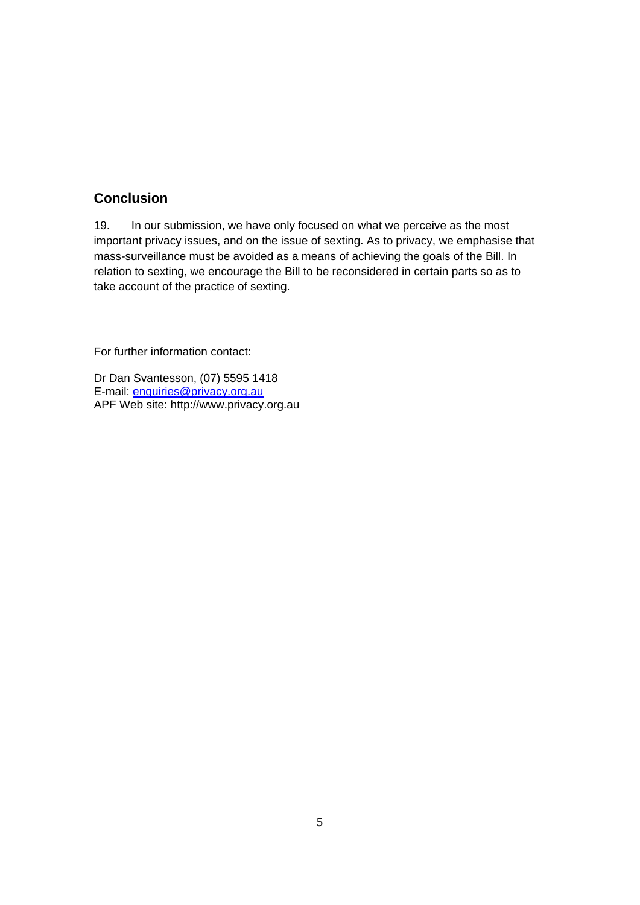## Conclusion

19. In our submission, we have only focused on what we perceive as the most important privacy issues, and on the issue of sexting. As to privacy, we emphasise that mass-surveillance must be avoided as a means of achieving the goals of the Bill. In relation to sexting, we encourage the Bill to be reconsidered in certain parts so as to take account of the practice of sexting.

For further information contact:

Dr Dan Svantesson, (07) 5595 1418
E-mail: enquiries@privacy.org.au
APF Web site: http://www.privacy.org.au